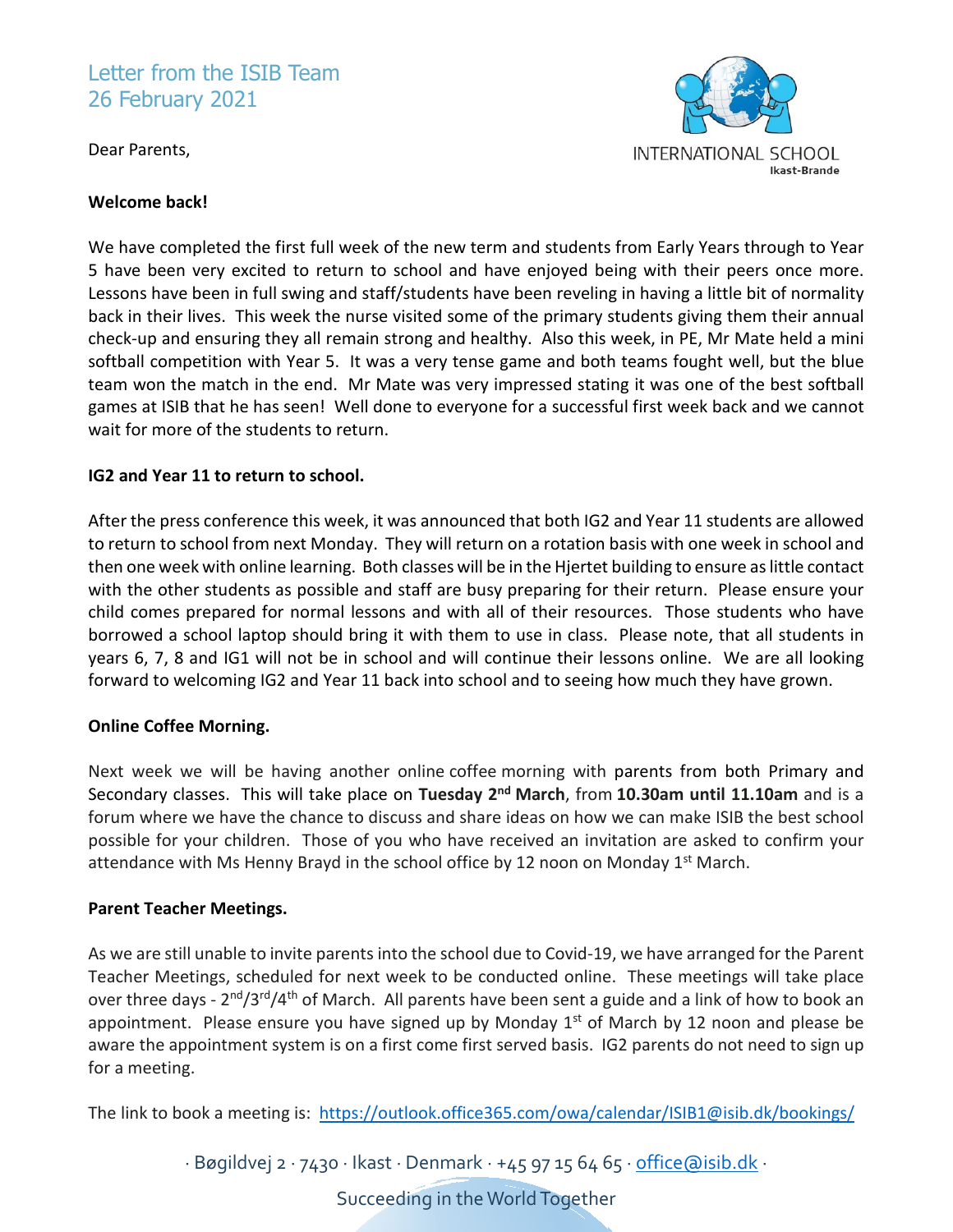# Letter from the ISIB Team
## 26 February 2021

INTERNATIONAL SCHOOL
Ikast-Brande

Dear Parents,

**Welcome back!**

We have completed the first full week of the new term and students from Early Years through to Year 5 have been very excited to return to school and have enjoyed being with their peers once more. Lessons have been in full swing and staff/students have been reveling in having a little bit of normality back in their lives. This week the nurse visited some of the primary students giving them their annual check-up and ensuring they all remain strong and healthy. Also this week, in PE, Mr Mate held a mini softball competition with Year 5. It was a very tense game and both teams fought well, but the blue team won the match in the end. Mr Mate was very impressed stating it was one of the best softball games at ISIB that he has seen! Well done to everyone for a successful first week back and we cannot wait for more of the students to return.

**IG2 and Year 11 to return to school.**

After the press conference this week, it was announced that both IG2 and Year 11 students are allowed to return to school from next Monday. They will return on a rotation basis with one week in school and then one week with online learning. Both classes will be in the Hjertet building to ensure as little contact with the other students as possible and staff are busy preparing for their return. Please ensure your child comes prepared for normal lessons and with all of their resources. Those students who have borrowed a school laptop should bring it with them to use in class. Please note, that all students in years 6, 7, 8 and IG1 will not be in school and will continue their lessons online. We are all looking forward to welcoming IG2 and Year 11 back into school and to seeing how much they have grown.

**Online Coffee Morning.**

Next week we will be having another online coffee morning with parents from both Primary and Secondary classes. This will take place on **Tuesday 2nd March**, from **10.30am until 11.10am** and is a forum where we have the chance to discuss and share ideas on how we can make ISIB the best school possible for your children. Those of you who have received an invitation are asked to confirm your attendance with Ms Henny Brayd in the school office by 12 noon on Monday 1st March.

**Parent Teacher Meetings.**

As we are still unable to invite parents into the school due to Covid-19, we have arranged for the Parent Teacher Meetings, scheduled for next week to be conducted online. These meetings will take place over three days - 2nd/3rd/4th of March. All parents have been sent a guide and a link of how to book an appointment. Please ensure you have signed up by Monday 1st of March by 12 noon and please be aware the appointment system is on a first come first served basis. IG2 parents do not need to sign up for a meeting.

The link to book a meeting is: [https://outlook.office365.com/owa/calendar/ISIB1@isib.dk/bookings/](https://outlook.office365.com/owa/calendar/ISIB1@isib.dk/bookings/)

· Bøgildvej 2 · 7430 · Ikast · Denmark · +45 97 15 64 65 · office@isib.dk ·

Succeeding in the World Together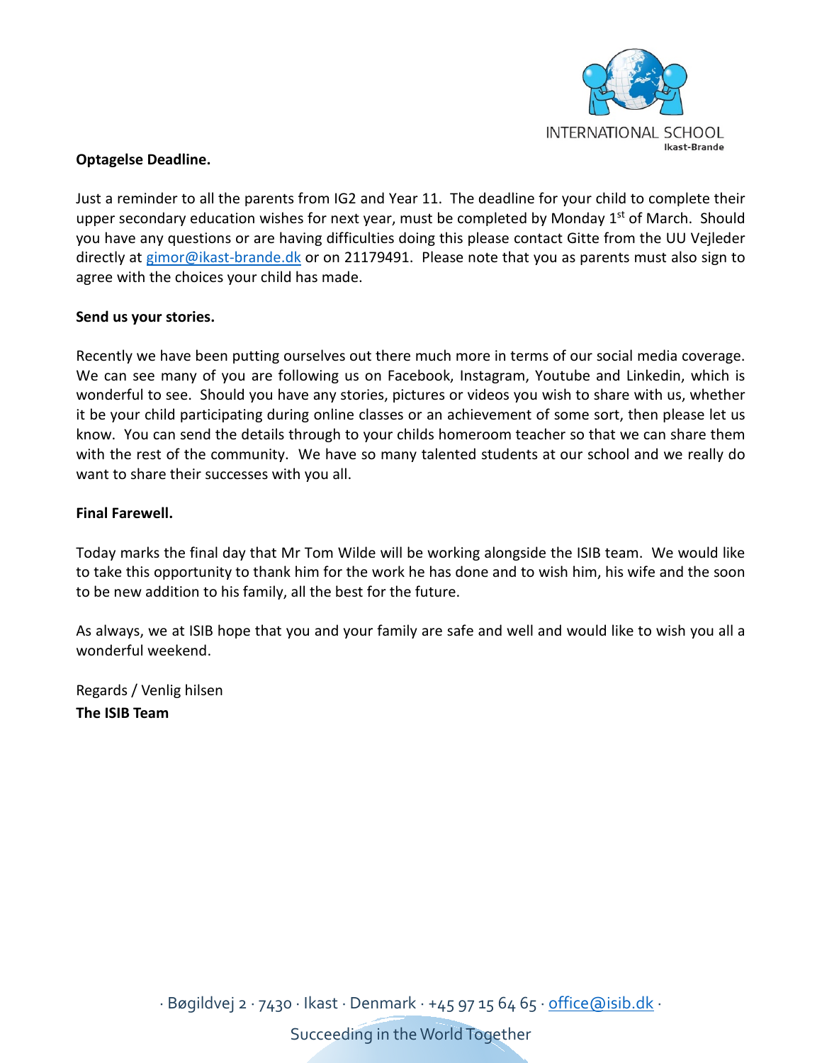**Optagelse Deadline.**

Just a reminder to all the parents from IG2 and Year 11. The deadline for your child to complete their upper secondary education wishes for next year, must be completed by Monday 1st of March. Should you have any questions or are having difficulties doing this please contact Gitte from the UU Vejleder directly at gimor@ikast-brande.dk or on 21179491. Please note that you as parents must also sign to agree with the choices your child has made.

**Send us your stories.**

Recently we have been putting ourselves out there much more in terms of our social media coverage. We can see many of you are following us on Facebook, Instagram, Youtube and Linkedin, which is wonderful to see. Should you have any stories, pictures or videos you wish to share with us, whether it be your child participating during online classes or an achievement of some sort, then please let us know. You can send the details through to your childs homeroom teacher so that we can share them with the rest of the community. We have so many talented students at our school and we really do want to share their successes with you all.

**Final Farewell.**

Today marks the final day that Mr Tom Wilde will be working alongside the ISIB team. We would like to take this opportunity to thank him for the work he has done and to wish him, his wife and the soon to be new addition to his family, all the best for the future.

As always, we at ISIB hope that you and your family are safe and well and would like to wish you all a wonderful weekend.

Regards / Venlig hilsen
**The ISIB Team**

· Bøgildvej 2 · 7430 · Ikast · Denmark · +45 97 15 64 65 · office@isib.dk ·

Succeeding in the World Together